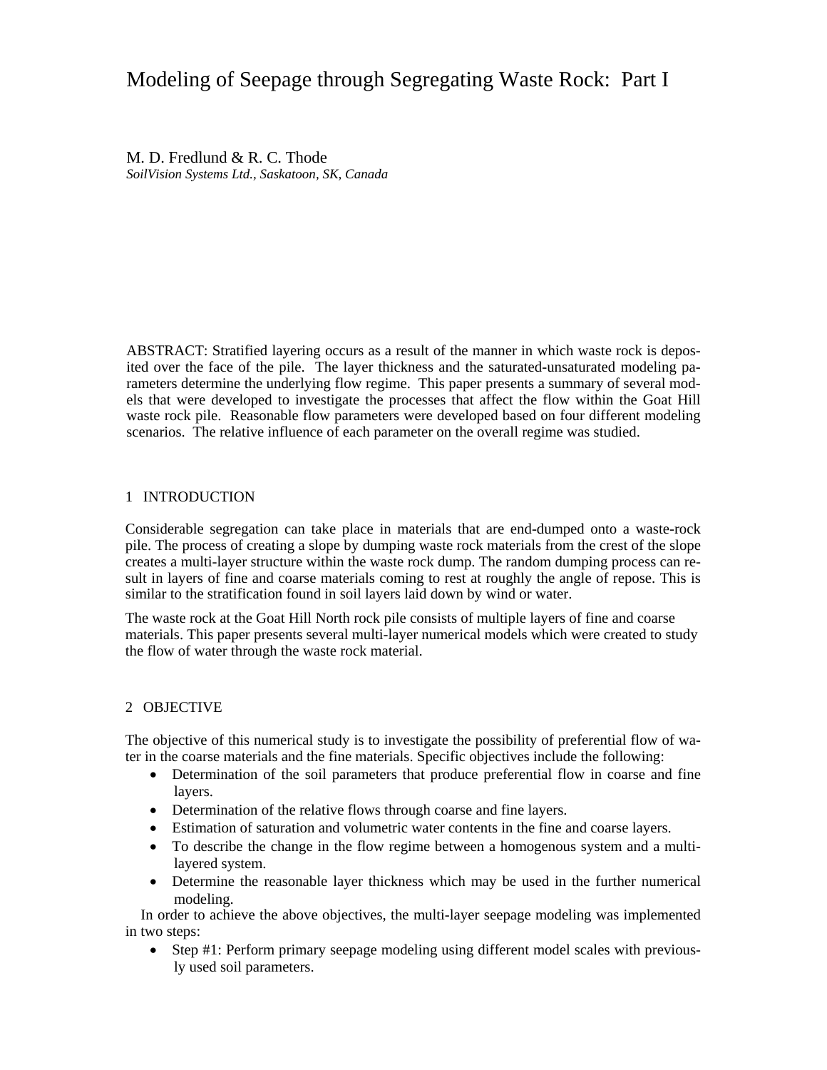# Modeling of Seepage through Segregating Waste Rock: Part I

M. D. Fredlund & R. C. Thode
*SoilVision Systems Ltd., Saskatoon, SK, Canada*

ABSTRACT: Stratified layering occurs as a result of the manner in which waste rock is deposited over the face of the pile. The layer thickness and the saturated-unsaturated modeling parameters determine the underlying flow regime. This paper presents a summary of several models that were developed to investigate the processes that affect the flow within the Goat Hill waste rock pile. Reasonable flow parameters were developed based on four different modeling scenarios. The relative influence of each parameter on the overall regime was studied.

## 1 INTRODUCTION

Considerable segregation can take place in materials that are end-dumped onto a waste-rock pile. The process of creating a slope by dumping waste rock materials from the crest of the slope creates a multi-layer structure within the waste rock dump. The random dumping process can result in layers of fine and coarse materials coming to rest at roughly the angle of repose. This is similar to the stratification found in soil layers laid down by wind or water.

The waste rock at the Goat Hill North rock pile consists of multiple layers of fine and coarse materials. This paper presents several multi-layer numerical models which were created to study the flow of water through the waste rock material.

## 2 OBJECTIVE

The objective of this numerical study is to investigate the possibility of preferential flow of water in the coarse materials and the fine materials. Specific objectives include the following:

- Determination of the soil parameters that produce preferential flow in coarse and fine layers.
- Determination of the relative flows through coarse and fine layers.
- Estimation of saturation and volumetric water contents in the fine and coarse layers.
- To describe the change in the flow regime between a homogenous system and a multi-layered system.
- Determine the reasonable layer thickness which may be used in the further numerical modeling.

In order to achieve the above objectives, the multi-layer seepage modeling was implemented in two steps:

- Step #1: Perform primary seepage modeling using different model scales with previously used soil parameters.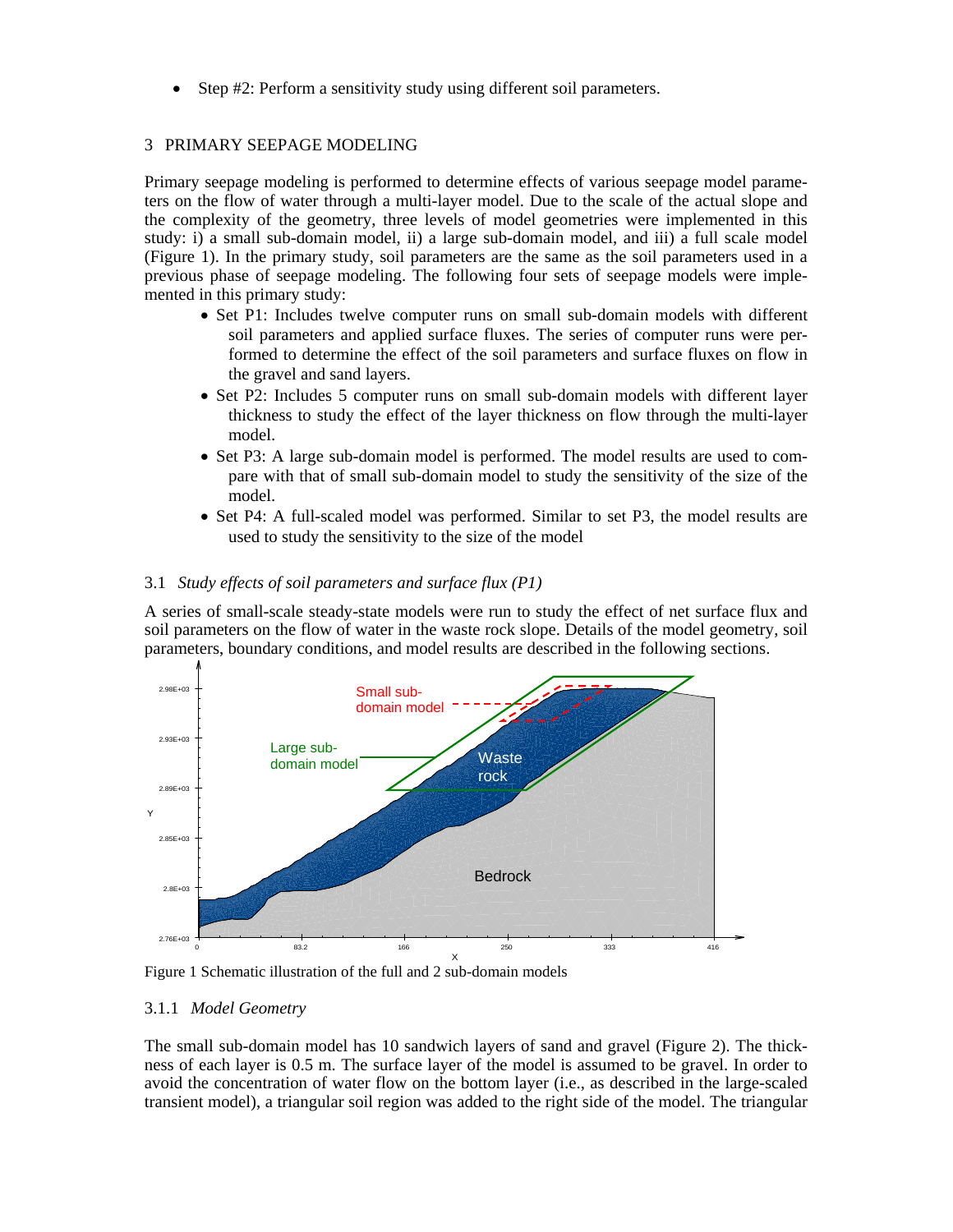- Step #2: Perform a sensitivity study using different soil parameters.

## 3 PRIMARY SEEPAGE MODELING

Primary seepage modeling is performed to determine effects of various seepage model parameters on the flow of water through a multi-layer model. Due to the scale of the actual slope and the complexity of the geometry, three levels of model geometries were implemented in this study: i) a small sub-domain model, ii) a large sub-domain model, and iii) a full scale model (Figure 1). In the primary study, soil parameters are the same as the soil parameters used in a previous phase of seepage modeling. The following four sets of seepage models were implemented in this primary study:

- Set P1: Includes twelve computer runs on small sub-domain models with different soil parameters and applied surface fluxes. The series of computer runs were performed to determine the effect of the soil parameters and surface fluxes on flow in the gravel and sand layers.
- Set P2: Includes 5 computer runs on small sub-domain models with different layer thickness to study the effect of the layer thickness on flow through the multi-layer model.
- Set P3: A large sub-domain model is performed. The model results are used to compare with that of small sub-domain model to study the sensitivity of the size of the model.
- Set P4: A full-scaled model was performed. Similar to set P3, the model results are used to study the sensitivity to the size of the model

### 3.1 *Study effects of soil parameters and surface flux (P1)*

A series of small-scale steady-state models were run to study the effect of net surface flux and soil parameters on the flow of water in the waste rock slope. Details of the model geometry, soil parameters, boundary conditions, and model results are described in the following sections.

Figure 1 Schematic illustration of the full and 2 sub-domain models

#### 3.1.1 *Model Geometry*

The small sub-domain model has 10 sandwich layers of sand and gravel (Figure 2). The thickness of each layer is 0.5 m. The surface layer of the model is assumed to be gravel. In order to avoid the concentration of water flow on the bottom layer (i.e., as described in the large-scaled transient model), a triangular soil region was added to the right side of the model. The triangular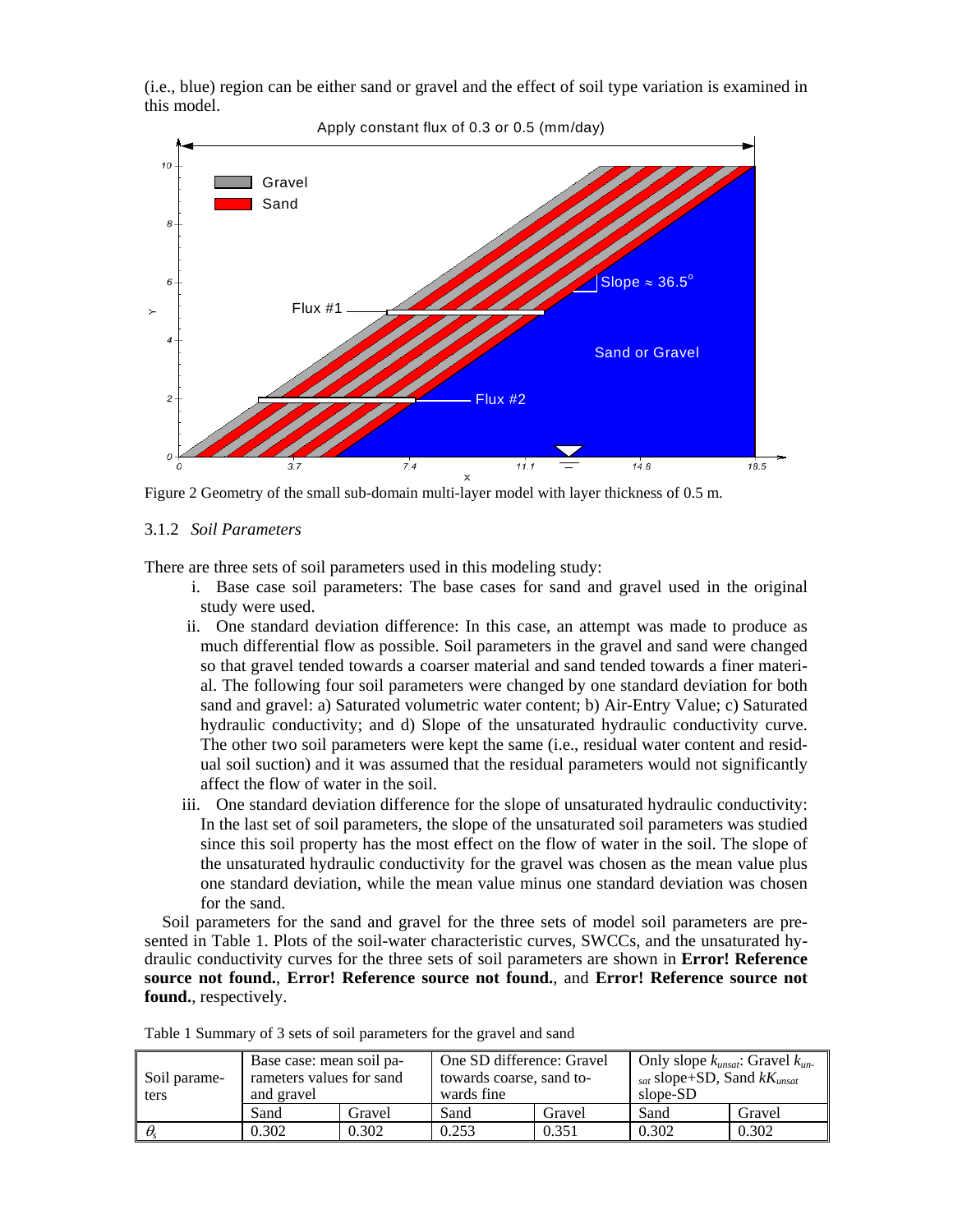(i.e., blue) region can be either sand or gravel and the effect of soil type variation is examined in this model.

Figure 2 Geometry of the small sub-domain multi-layer model with layer thickness of 0.5 m.

### 3.1.2 *Soil Parameters*

There are three sets of soil parameters used in this modeling study:

i. Base case soil parameters: The base cases for sand and gravel used in the original study were used.

ii. One standard deviation difference: In this case, an attempt was made to produce as much differential flow as possible. Soil parameters in the gravel and sand were changed so that gravel tended towards a coarser material and sand tended towards a finer material. The following four soil parameters were changed by one standard deviation for both sand and gravel: a) Saturated volumetric water content; b) Air-Entry Value; c) Saturated hydraulic conductivity; and d) Slope of the unsaturated hydraulic conductivity curve. The other two soil parameters were kept the same (i.e., residual water content and residual soil suction) and it was assumed that the residual parameters would not significantly affect the flow of water in the soil.

iii. One standard deviation difference for the slope of unsaturated hydraulic conductivity: In the last set of soil parameters, the slope of the unsaturated soil parameters was studied since this soil property has the most effect on the flow of water in the soil. The slope of the unsaturated hydraulic conductivity for the gravel was chosen as the mean value plus one standard deviation, while the mean value minus one standard deviation was chosen for the sand.

Soil parameters for the sand and gravel for the three sets of model soil parameters are presented in Table 1. Plots of the soil-water characteristic curves, SWCCs, and the unsaturated hydraulic conductivity curves for the three sets of soil parameters are shown in **Error! Reference source not found.**, **Error! Reference source not found.**, and **Error! Reference source not found.**, respectively.

Table 1 Summary of 3 sets of soil parameters for the gravel and sand

| Soil parameters | Base case: mean soil parameters values for sand and gravel | | One SD difference: Gravel towards coarse, sand towards fine | | Only slope $k_{unsat}$: Gravel $k_{unsat}$ slope+SD, Sand $kK_{unsat}$ slope-SD | |
|---|---|---|---|---|---|---|
| | Sand | Gravel | Sand | Gravel | Sand | Gravel |
| $\theta_s$ | 0.302 | 0.302 | 0.253 | 0.351 | 0.302 | 0.302 |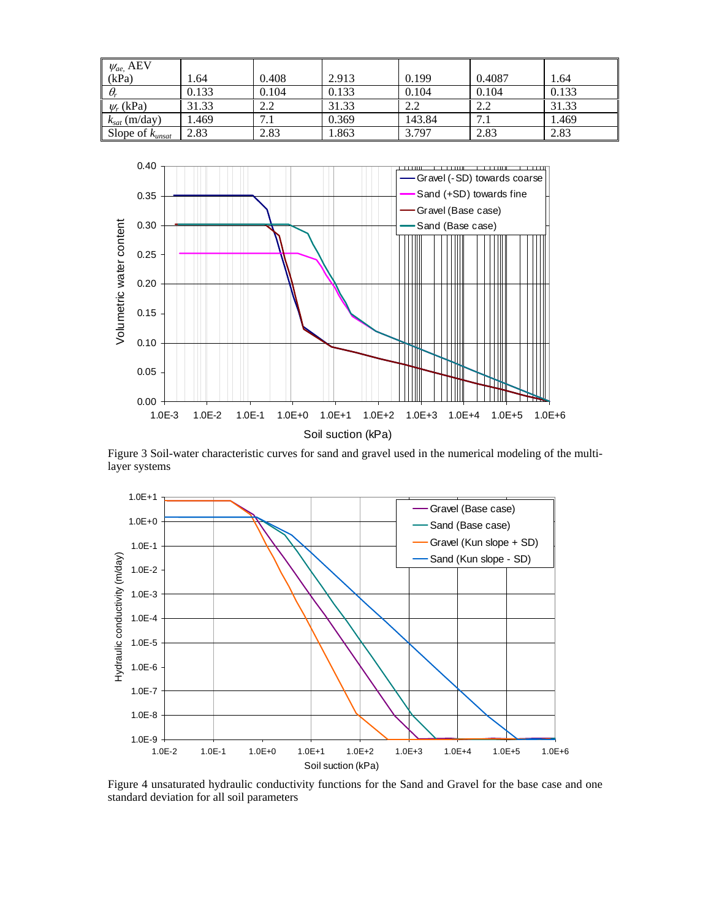| $\psi_{ae}$, AEV (kPa) | 1.64 | 0.408 | 2.913 | 0.199 | 0.4087 | 1.64 |
|---|---|---|---|---|---|---|
| $\theta_r$ | 0.133 | 0.104 | 0.133 | 0.104 | 0.104 | 0.133 |
| $\psi_r$ (kPa) | 31.33 | 2.2 | 31.33 | 2.2 | 2.2 | 31.33 |
| $k_{sat}$ (m/day) | 1.469 | 7.1 | 0.369 | 143.84 | 7.1 | 1.469 |
| Slope of $k_{unsat}$ | 2.83 | 2.83 | 1.863 | 3.797 | 2.83 | 2.83 |

Figure 3 Soil-water characteristic curves for sand and gravel used in the numerical modeling of the multi-layer systems

Figure 4 unsaturated hydraulic conductivity functions for the Sand and Gravel for the base case and one standard deviation for all soil parameters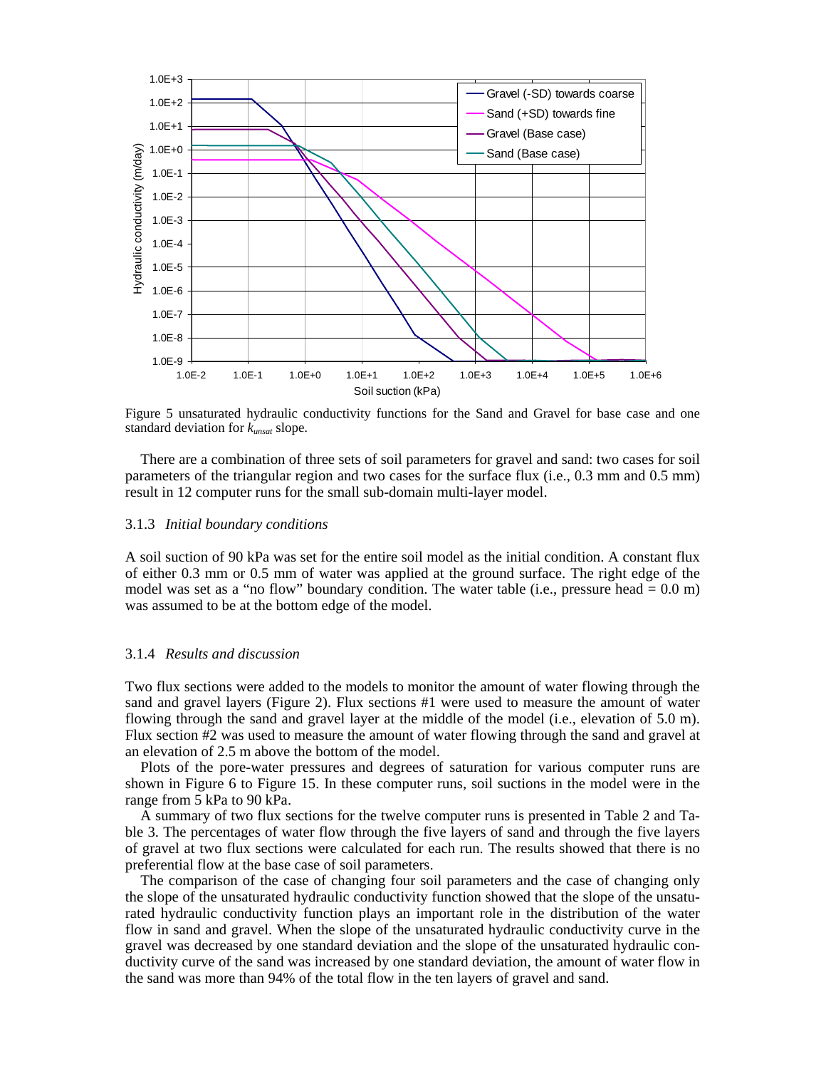Figure 5 unsaturated hydraulic conductivity functions for the Sand and Gravel for base case and one standard deviation for $k_{unsat}$ slope.

There are a combination of three sets of soil parameters for gravel and sand: two cases for soil parameters of the triangular region and two cases for the surface flux (i.e., 0.3 mm and 0.5 mm) result in 12 computer runs for the small sub-domain multi-layer model.

### 3.1.3 *Initial boundary conditions*

A soil suction of 90 kPa was set for the entire soil model as the initial condition. A constant flux of either 0.3 mm or 0.5 mm of water was applied at the ground surface. The right edge of the model was set as a "no flow" boundary condition. The water table (i.e., pressure head = 0.0 m) was assumed to be at the bottom edge of the model.

### 3.1.4 *Results and discussion*

Two flux sections were added to the models to monitor the amount of water flowing through the sand and gravel layers (Figure 2). Flux sections #1 were used to measure the amount of water flowing through the sand and gravel layer at the middle of the model (i.e., elevation of 5.0 m). Flux section #2 was used to measure the amount of water flowing through the sand and gravel at an elevation of 2.5 m above the bottom of the model.

Plots of the pore-water pressures and degrees of saturation for various computer runs are shown in Figure 6 to Figure 15. In these computer runs, soil suctions in the model were in the range from 5 kPa to 90 kPa.

A summary of two flux sections for the twelve computer runs is presented in Table 2 and Table 3. The percentages of water flow through the five layers of sand and through the five layers of gravel at two flux sections were calculated for each run. The results showed that there is no preferential flow at the base case of soil parameters.

The comparison of the case of changing four soil parameters and the case of changing only the slope of the unsaturated hydraulic conductivity function showed that the slope of the unsaturated hydraulic conductivity function plays an important role in the distribution of the water flow in sand and gravel. When the slope of the unsaturated hydraulic conductivity curve in the gravel was decreased by one standard deviation and the slope of the unsaturated hydraulic conductivity curve of the sand was increased by one standard deviation, the amount of water flow in the sand was more than 94% of the total flow in the ten layers of gravel and sand.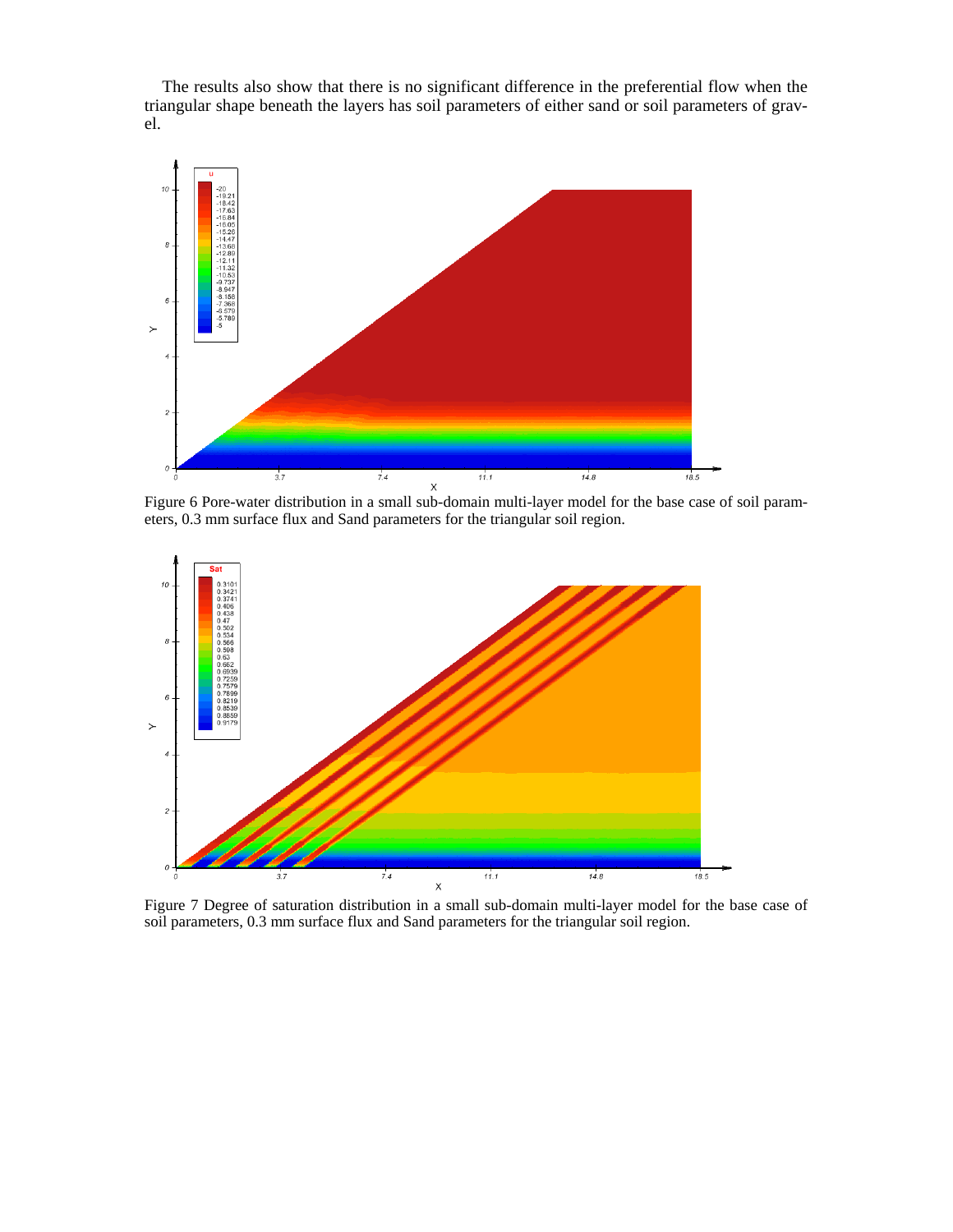The results also show that there is no significant difference in the preferential flow when the triangular shape beneath the layers has soil parameters of either sand or soil parameters of gravel.

Figure 6 Pore-water distribution in a small sub-domain multi-layer model for the base case of soil parameters, 0.3 mm surface flux and Sand parameters for the triangular soil region.

Figure 7 Degree of saturation distribution in a small sub-domain multi-layer model for the base case of soil parameters, 0.3 mm surface flux and Sand parameters for the triangular soil region.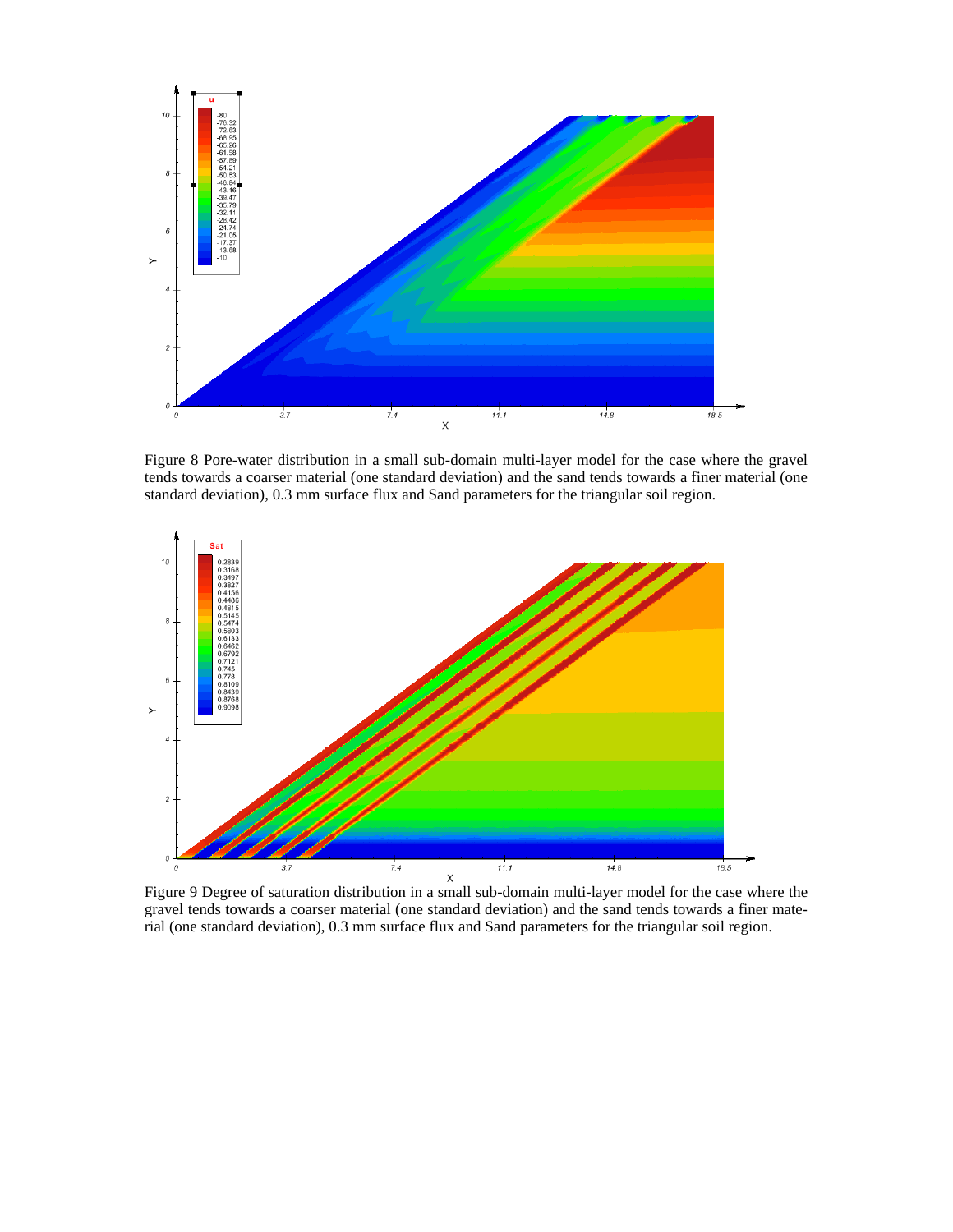Figure 8 Pore-water distribution in a small sub-domain multi-layer model for the case where the gravel tends towards a coarser material (one standard deviation) and the sand tends towards a finer material (one standard deviation), 0.3 mm surface flux and Sand parameters for the triangular soil region.

Figure 9 Degree of saturation distribution in a small sub-domain multi-layer model for the case where the gravel tends towards a coarser material (one standard deviation) and the sand tends towards a finer material (one standard deviation), 0.3 mm surface flux and Sand parameters for the triangular soil region.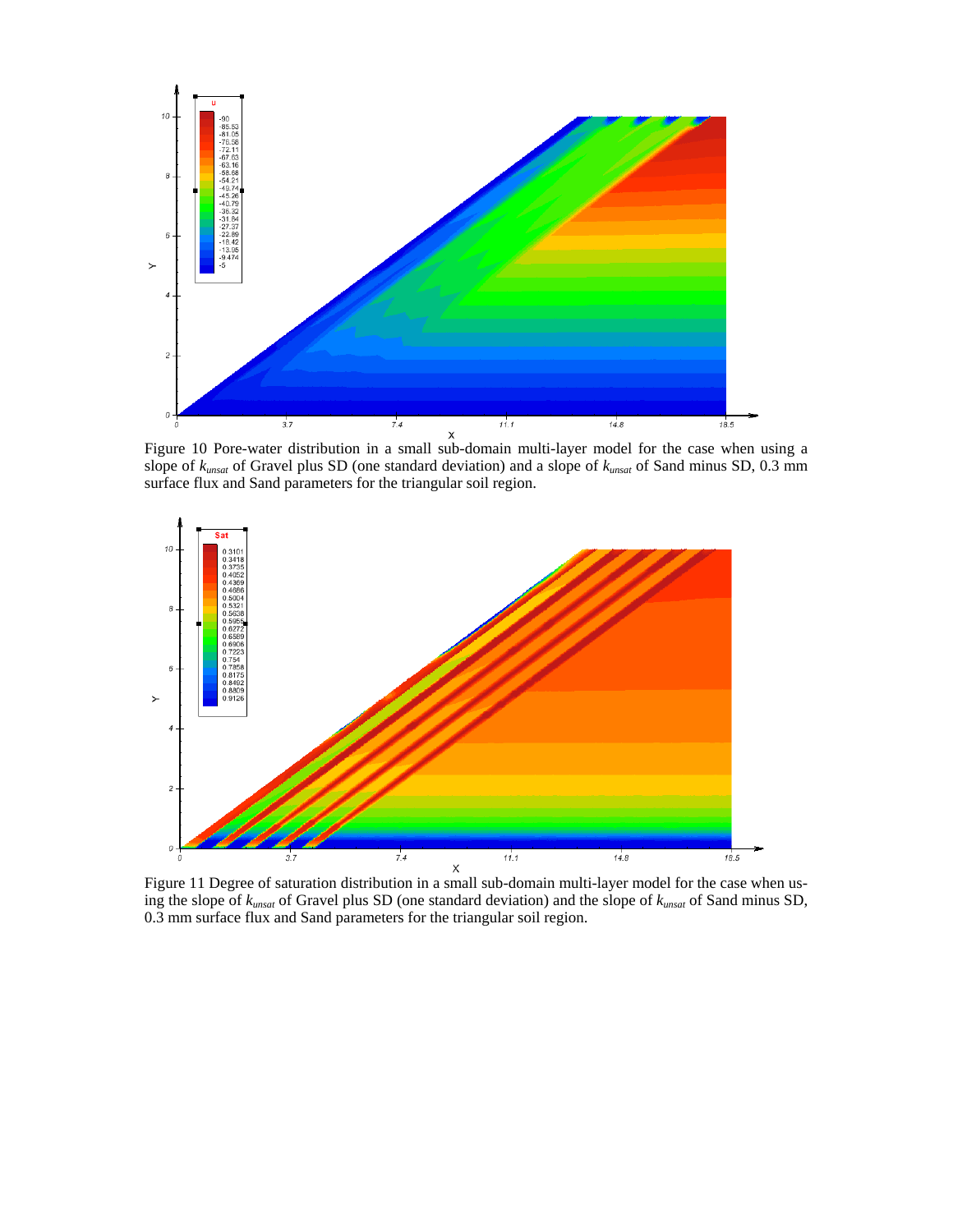Figure 10 Pore-water distribution in a small sub-domain multi-layer model for the case when using a slope of $k_{unsat}$ of Gravel plus SD (one standard deviation) and a slope of $k_{unsat}$ of Sand minus SD, 0.3 mm surface flux and Sand parameters for the triangular soil region.

Figure 11 Degree of saturation distribution in a small sub-domain multi-layer model for the case when using the slope of $k_{unsat}$ of Gravel plus SD (one standard deviation) and the slope of $k_{unsat}$ of Sand minus SD, 0.3 mm surface flux and Sand parameters for the triangular soil region.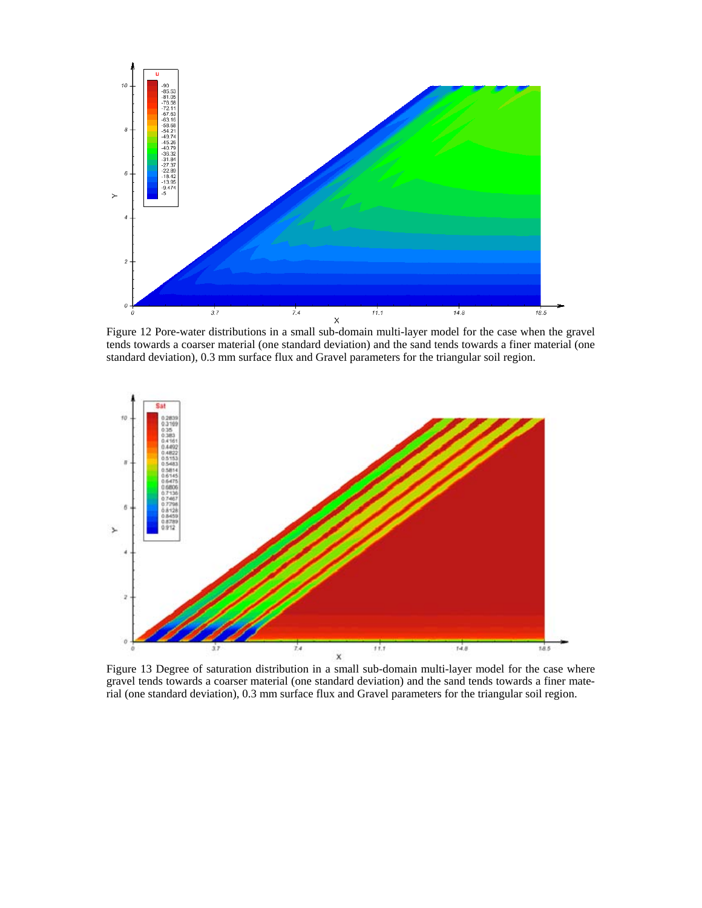Figure 12 Pore-water distributions in a small sub-domain multi-layer model for the case when the gravel tends towards a coarser material (one standard deviation) and the sand tends towards a finer material (one standard deviation), 0.3 mm surface flux and Gravel parameters for the triangular soil region.

Figure 13 Degree of saturation distribution in a small sub-domain multi-layer model for the case where gravel tends towards a coarser material (one standard deviation) and the sand tends towards a finer material (one standard deviation), 0.3 mm surface flux and Gravel parameters for the triangular soil region.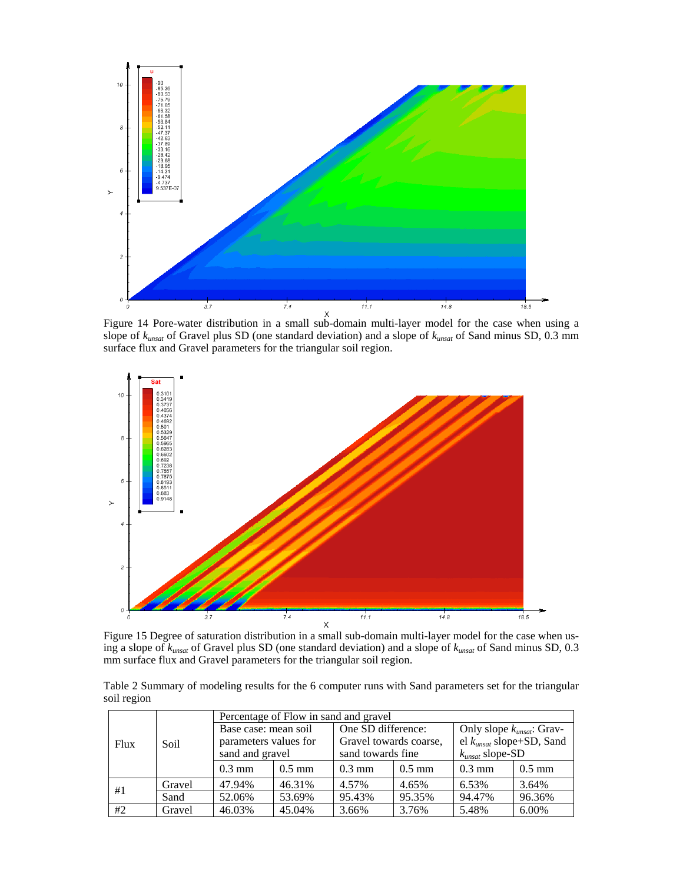Figure 14 Pore-water distribution in a small sub-domain multi-layer model for the case when using a slope of $k_{unsat}$ of Gravel plus SD (one standard deviation) and a slope of $k_{unsat}$ of Sand minus SD, 0.3 mm surface flux and Gravel parameters for the triangular soil region.

Figure 15 Degree of saturation distribution in a small sub-domain multi-layer model for the case when using a slope of $k_{unsat}$ of Gravel plus SD (one standard deviation) and a slope of $k_{unsat}$ of Sand minus SD, 0.3 mm surface flux and Gravel parameters for the triangular soil region.

Table 2 Summary of modeling results for the 6 computer runs with Sand parameters set for the triangular soil region

| Flux | Soil | Percentage of Flow in sand and gravel | | | | | |
|---|---|---|---|---|---|---|---|
| | | Base case: mean soil parameters values for sand and gravel | | One SD difference: Gravel towards coarse, sand towards fine | | Only slope $k_{unsat}$: Gravel $k_{unsat}$ slope+SD, Sand $k_{unsat}$ slope-SD | |
| | | 0.3 mm | 0.5 mm | 0.3 mm | 0.5 mm | 0.3 mm | 0.5 mm |
| #1 | Gravel | 47.94% | 46.31% | 4.57% | 4.65% | 6.53% | 3.64% |
| | Sand | 52.06% | 53.69% | 95.43% | 95.35% | 94.47% | 96.36% |
| #2 | Gravel | 46.03% | 45.04% | 3.66% | 3.76% | 5.48% | 6.00% |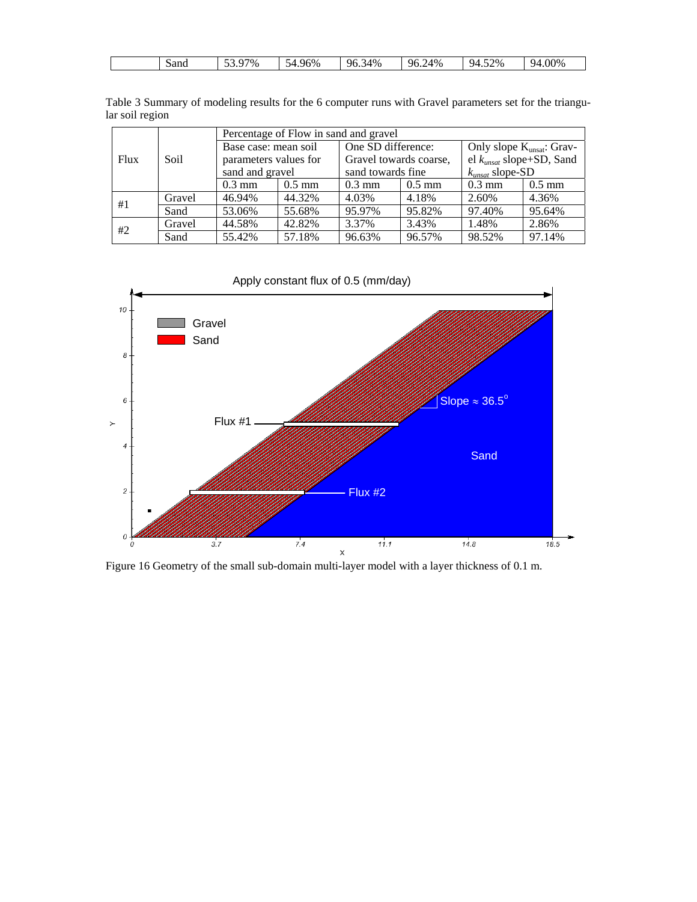|  | Sand | 53.97% | 54.96% | 96.34% | 96.24% | 94.52% | 94.00% |
|---|---|---|---|---|---|---|---|

Table 3 Summary of modeling results for the 6 computer runs with Gravel parameters set for the triangular soil region

| Flux | Soil | Percentage of Flow in sand and gravel | | | | | |
|---|---|---|---|---|---|---|---|
| | | Base case: mean soil parameters values for sand and gravel | | One SD difference: Gravel towards coarse, sand towards fine | | Only slope $K_{unsat}$: Gravel $k_{unsat}$ slope+SD, Sand $k_{unsat}$ slope-SD | |
| | | 0.3 mm | 0.5 mm | 0.3 mm | 0.5 mm | 0.3 mm | 0.5 mm |
| #1 | Gravel | 46.94% | 44.32% | 4.03% | 4.18% | 2.60% | 4.36% |
| | Sand | 53.06% | 55.68% | 95.97% | 95.82% | 97.40% | 95.64% |
| #2 | Gravel | 44.58% | 42.82% | 3.37% | 3.43% | 1.48% | 2.86% |
| | Sand | 55.42% | 57.18% | 96.63% | 96.57% | 98.52% | 97.14% |

Figure 16 Geometry of the small sub-domain multi-layer model with a layer thickness of 0.1 m.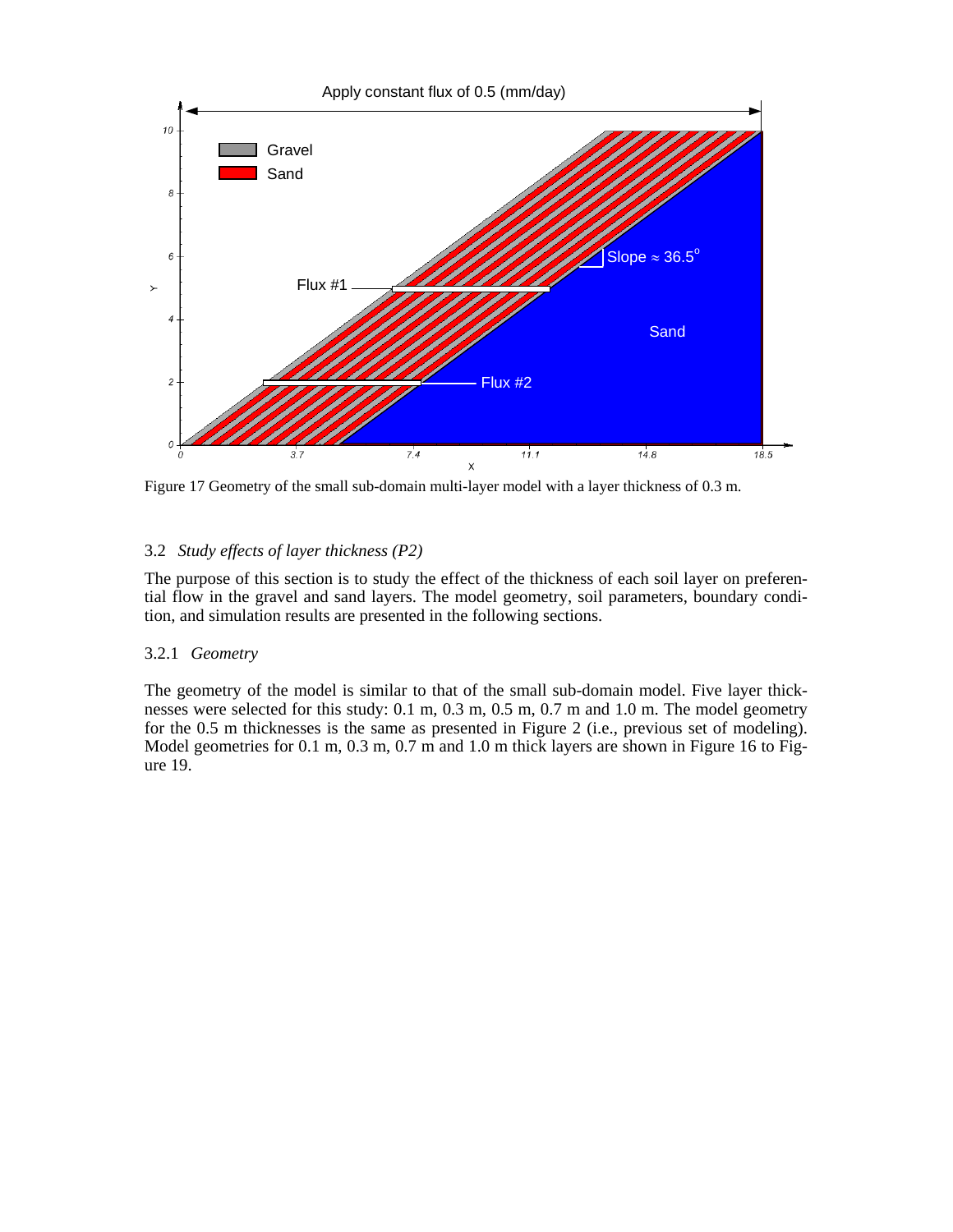Figure 17 Geometry of the small sub-domain multi-layer model with a layer thickness of 0.3 m.

### 3.2 *Study effects of layer thickness (P2)*

The purpose of this section is to study the effect of the thickness of each soil layer on preferential flow in the gravel and sand layers. The model geometry, soil parameters, boundary condition, and simulation results are presented in the following sections.

#### 3.2.1 *Geometry*

The geometry of the model is similar to that of the small sub-domain model. Five layer thicknesses were selected for this study: 0.1 m, 0.3 m, 0.5 m, 0.7 m and 1.0 m. The model geometry for the 0.5 m thicknesses is the same as presented in Figure 2 (i.e., previous set of modeling). Model geometries for 0.1 m, 0.3 m, 0.7 m and 1.0 m thick layers are shown in Figure 16 to Figure 19.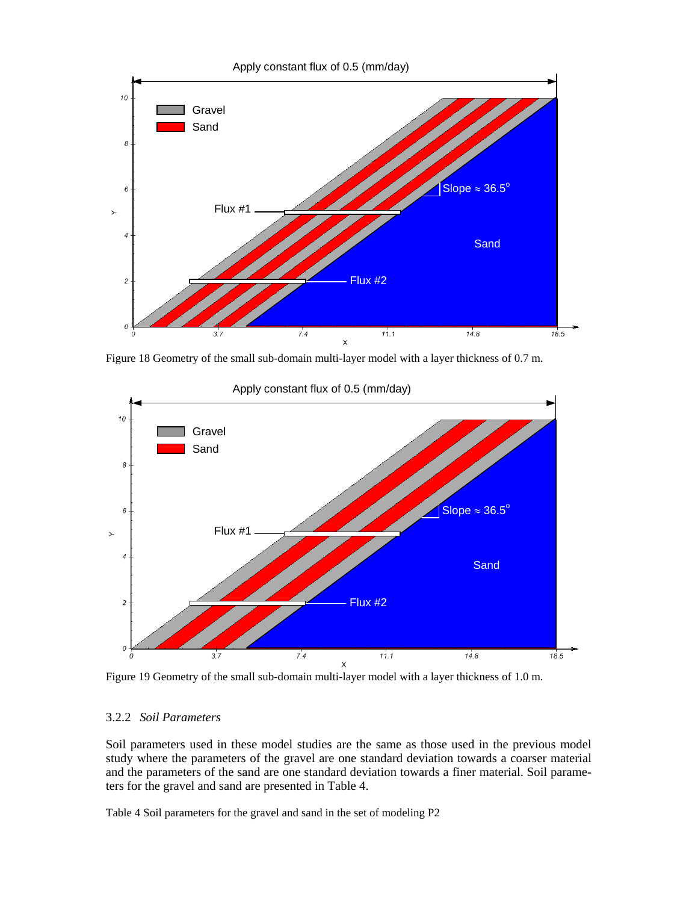Figure 18 Geometry of the small sub-domain multi-layer model with a layer thickness of 0.7 m.

Figure 19 Geometry of the small sub-domain multi-layer model with a layer thickness of 1.0 m.

### 3.2.2 *Soil Parameters*

Soil parameters used in these model studies are the same as those used in the previous model study where the parameters of the gravel are one standard deviation towards a coarser material and the parameters of the sand are one standard deviation towards a finer material. Soil parameters for the gravel and sand are presented in Table 4.

Table 4 Soil parameters for the gravel and sand in the set of modeling P2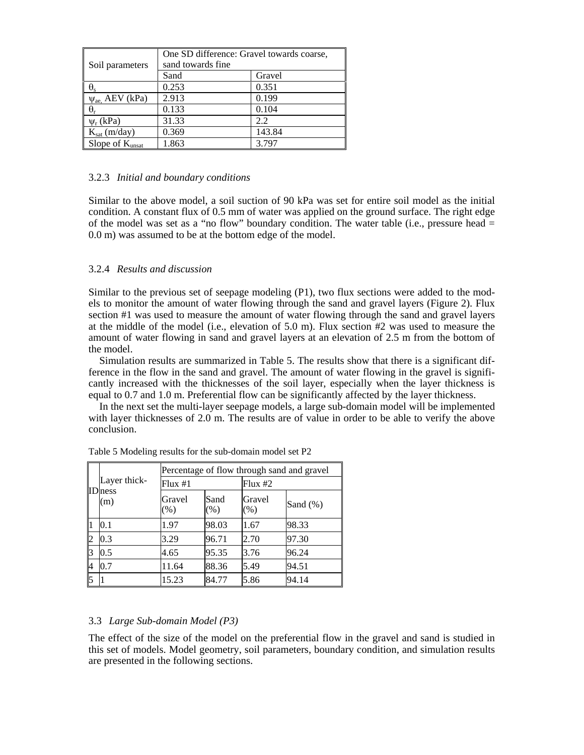| Soil parameters | One SD difference: Gravel towards coarse, sand towards fine | |
|---|---|---|
| | Sand | Gravel |
| $\theta_s$ | 0.253 | 0.351 |
| $\psi_{ae}$, AEV (kPa) | 2.913 | 0.199 |
| $\theta_r$ | 0.133 | 0.104 |
| $\psi_r$ (kPa) | 31.33 | 2.2 |
| $K_{sat}$ (m/day) | 0.369 | 143.84 |
| Slope of $K_{unsat}$ | 1.863 | 3.797 |

### 3.2.3 *Initial and boundary conditions*

Similar to the above model, a soil suction of 90 kPa was set for entire soil model as the initial condition. A constant flux of 0.5 mm of water was applied on the ground surface. The right edge of the model was set as a "no flow" boundary condition. The water table (i.e., pressure head = 0.0 m) was assumed to be at the bottom edge of the model.

### 3.2.4 *Results and discussion*

Similar to the previous set of seepage modeling (P1), two flux sections were added to the models to monitor the amount of water flowing through the sand and gravel layers (Figure 2). Flux section #1 was used to measure the amount of water flowing through the sand and gravel layers at the middle of the model (i.e., elevation of 5.0 m). Flux section #2 was used to measure the amount of water flowing in sand and gravel layers at an elevation of 2.5 m from the bottom of the model.

Simulation results are summarized in Table 5. The results show that there is a significant difference in the flow in the sand and gravel. The amount of water flowing in the gravel is significantly increased with the thicknesses of the soil layer, especially when the layer thickness is equal to 0.7 and 1.0 m. Preferential flow can be significantly affected by the layer thickness.

In the next set the multi-layer seepage models, a large sub-domain model will be implemented with layer thicknesses of 2.0 m. The results are of value in order to be able to verify the above conclusion.

Table 5 Modeling results for the sub-domain model set P2

| ID | Layer thickness (m) | Percentage of flow through sand and gravel | | | |
|---|---|---|---|---|---|
| | | Flux #1 | | Flux #2 | |
| | | Gravel (%) | Sand (%) | Gravel (%) | Sand (%) |
| 1 | 0.1 | 1.97 | 98.03 | 1.67 | 98.33 |
| 2 | 0.3 | 3.29 | 96.71 | 2.70 | 97.30 |
| 3 | 0.5 | 4.65 | 95.35 | 3.76 | 96.24 |
| 4 | 0.7 | 11.64 | 88.36 | 5.49 | 94.51 |
| 5 | 1 | 15.23 | 84.77 | 5.86 | 94.14 |

## 3.3 *Large Sub-domain Model (P3)*

The effect of the size of the model on the preferential flow in the gravel and sand is studied in this set of models. Model geometry, soil parameters, boundary condition, and simulation results are presented in the following sections.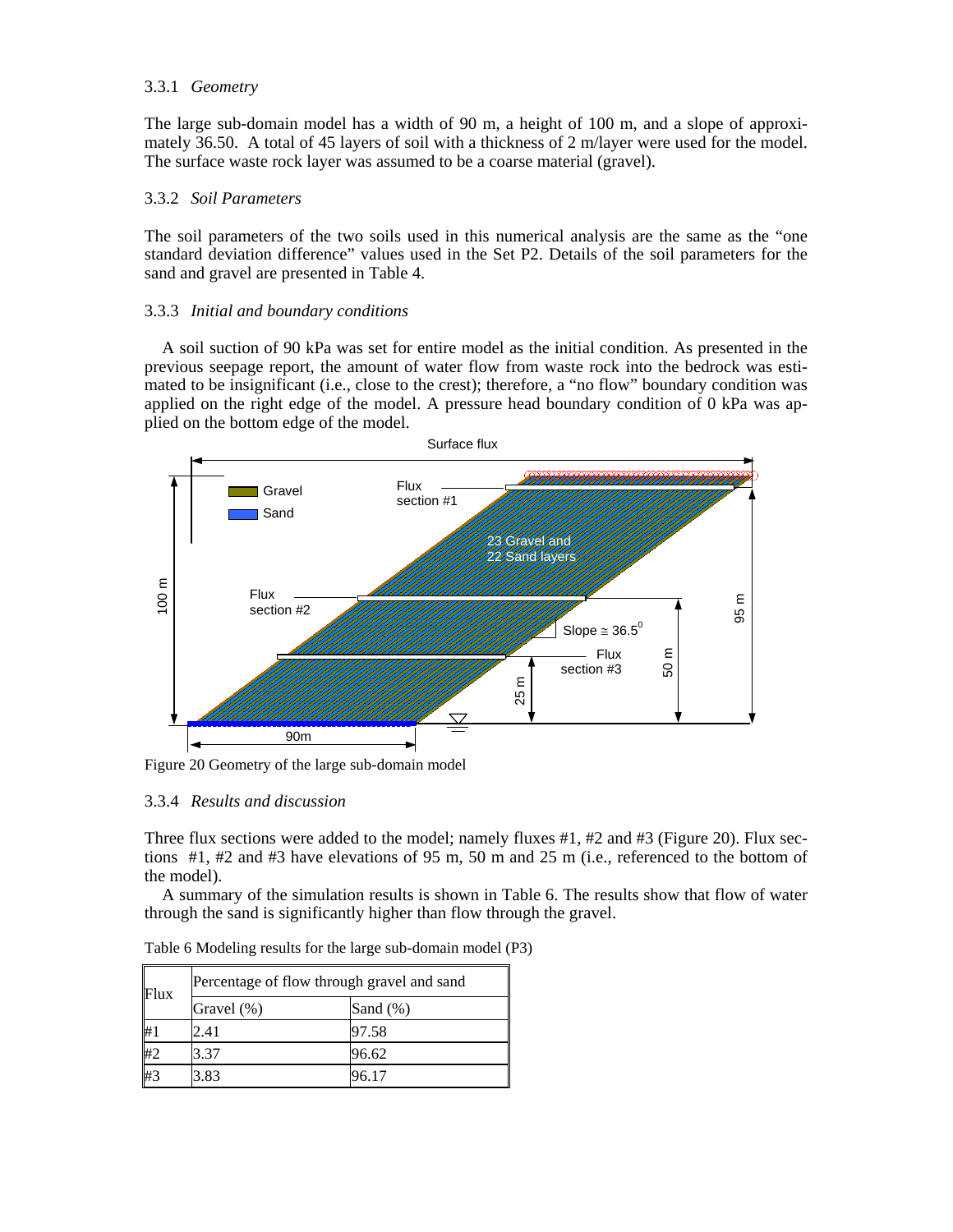### 3.3.1 *Geometry*

The large sub-domain model has a width of 90 m, a height of 100 m, and a slope of approximately 36.50. A total of 45 layers of soil with a thickness of 2 m/layer were used for the model. The surface waste rock layer was assumed to be a coarse material (gravel).

### 3.3.2 *Soil Parameters*

The soil parameters of the two soils used in this numerical analysis are the same as the "one standard deviation difference" values used in the Set P2. Details of the soil parameters for the sand and gravel are presented in Table 4.

### 3.3.3 *Initial and boundary conditions*

A soil suction of 90 kPa was set for entire model as the initial condition. As presented in the previous seepage report, the amount of water flow from waste rock into the bedrock was estimated to be insignificant (i.e., close to the crest); therefore, a "no flow" boundary condition was applied on the right edge of the model. A pressure head boundary condition of 0 kPa was applied on the bottom edge of the model.

Figure 20 Geometry of the large sub-domain model

### 3.3.4 *Results and discussion*

Three flux sections were added to the model; namely fluxes #1, #2 and #3 (Figure 20). Flux sections #1, #2 and #3 have elevations of 95 m, 50 m and 25 m (i.e., referenced to the bottom of the model).

A summary of the simulation results is shown in Table 6. The results show that flow of water through the sand is significantly higher than flow through the gravel.

Table 6 Modeling results for the large sub-domain model (P3)

| Flux | Percentage of flow through gravel and sand | |
|---|---|---|
| | Gravel (%) | Sand (%) |
| #1 | 2.41 | 97.58 |
| #2 | 3.37 | 96.62 |
| #3 | 3.83 | 96.17 |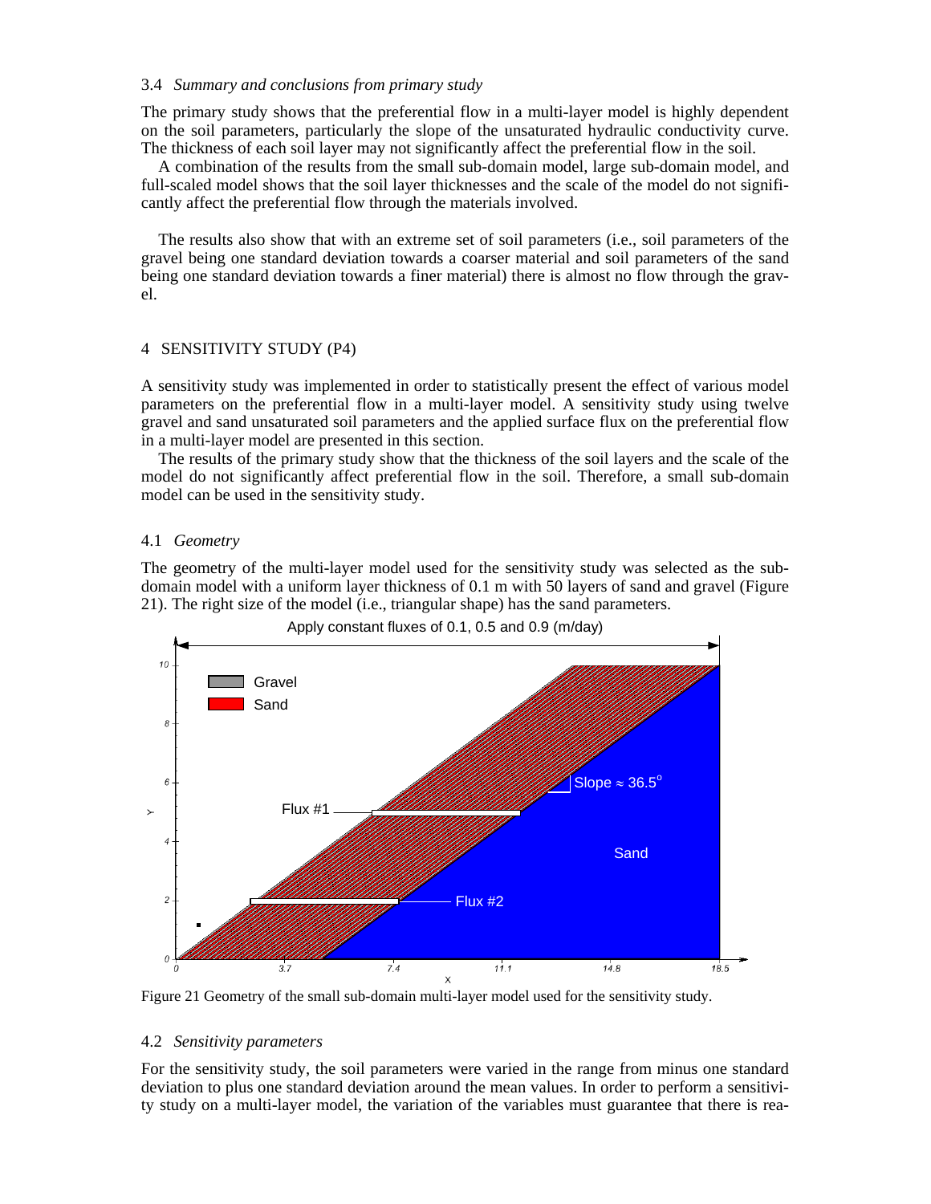### 3.4 *Summary and conclusions from primary study*

The primary study shows that the preferential flow in a multi-layer model is highly dependent on the soil parameters, particularly the slope of the unsaturated hydraulic conductivity curve. The thickness of each soil layer may not significantly affect the preferential flow in the soil.

A combination of the results from the small sub-domain model, large sub-domain model, and full-scaled model shows that the soil layer thicknesses and the scale of the model do not significantly affect the preferential flow through the materials involved.

The results also show that with an extreme set of soil parameters (i.e., soil parameters of the gravel being one standard deviation towards a coarser material and soil parameters of the sand being one standard deviation towards a finer material) there is almost no flow through the gravel.

## 4 SENSITIVITY STUDY (P4)

A sensitivity study was implemented in order to statistically present the effect of various model parameters on the preferential flow in a multi-layer model. A sensitivity study using twelve gravel and sand unsaturated soil parameters and the applied surface flux on the preferential flow in a multi-layer model are presented in this section.

The results of the primary study show that the thickness of the soil layers and the scale of the model do not significantly affect preferential flow in the soil. Therefore, a small sub-domain model can be used in the sensitivity study.

### 4.1 *Geometry*

The geometry of the multi-layer model used for the sensitivity study was selected as the sub-domain model with a uniform layer thickness of 0.1 m with 50 layers of sand and gravel (Figure 21). The right size of the model (i.e., triangular shape) has the sand parameters.

Figure 21 Geometry of the small sub-domain multi-layer model used for the sensitivity study.

### 4.2 *Sensitivity parameters*

For the sensitivity study, the soil parameters were varied in the range from minus one standard deviation to plus one standard deviation around the mean values. In order to perform a sensitivity study on a multi-layer model, the variation of the variables must guarantee that there is rea-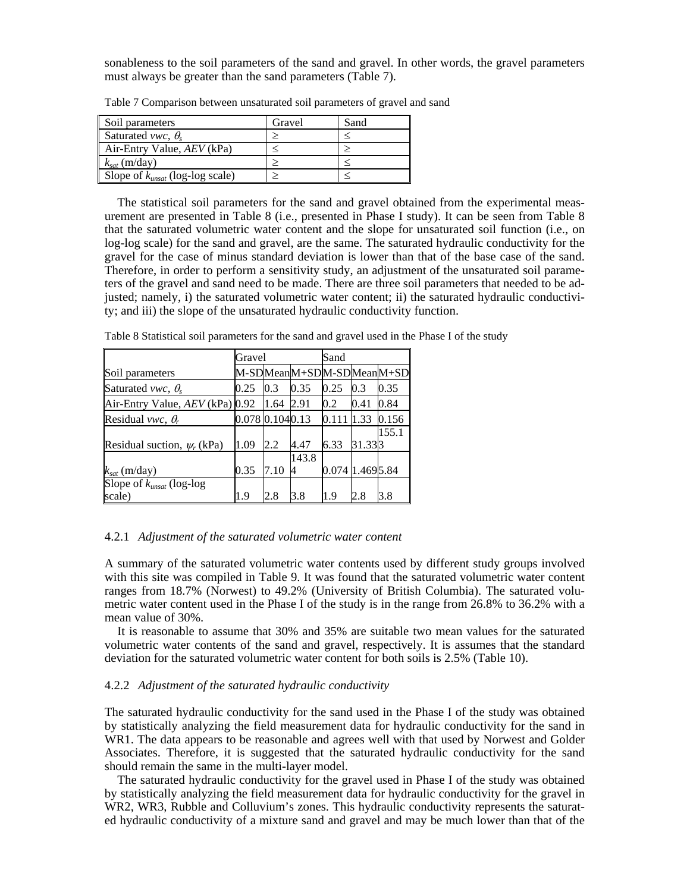sonableness to the soil parameters of the sand and gravel. In other words, the gravel parameters must always be greater than the sand parameters (Table 7).

Table 7 Comparison between unsaturated soil parameters of gravel and sand

| Soil parameters | Gravel | Sand |
|---|---|---|
| Saturated *vwc*, $\theta_s$ | ≥ | ≤ |
| Air-Entry Value, *AEV* (kPa) | ≤ | ≥ |
| $k_{sat}$ (m/day) | ≥ | ≤ |
| Slope of $k_{unsat}$ (log-log scale) | ≥ | ≤ |

The statistical soil parameters for the sand and gravel obtained from the experimental measurement are presented in Table 8 (i.e., presented in Phase I study). It can be seen from Table 8 that the saturated volumetric water content and the slope for unsaturated soil function (i.e., on log-log scale) for the sand and gravel, are the same. The saturated hydraulic conductivity for the gravel for the case of minus standard deviation is lower than that of the base case of the sand. Therefore, in order to perform a sensitivity study, an adjustment of the unsaturated soil parameters of the gravel and sand need to be made. There are three soil parameters that needed to be adjusted; namely, i) the saturated volumetric water content; ii) the saturated hydraulic conductivity; and iii) the slope of the unsaturated hydraulic conductivity function.

Table 8 Statistical soil parameters for the sand and gravel used in the Phase I of the study

| | Gravel | | | Sand | | |
|---|---|---|---|---|---|---|
| Soil parameters | M-SD | Mean | M+SD | M-SD | Mean | M+SD |
| Saturated *vwc*, $\theta_s$ | 0.25 | 0.3 | 0.35 | 0.25 | 0.3 | 0.35 |
| Air-Entry Value, *AEV* (kPa) | 0.92 | 1.64 | 2.91 | 0.2 | 0.41 | 0.84 |
| Residual *vwc*, $\theta_r$ | 0.078 | 0.104 | 0.13 | 0.111 | 1.33 | 0.156 |
| Residual suction, $\psi_r$ (kPa) | 1.09 | 2.2 | 4.47 | 6.33 | 31.33 | 155.13 |
| $k_{sat}$ (m/day) | 0.35 | 7.10 | 143.84 | 0.074 | 1.469 | 5.84 |
| Slope of $k_{unsat}$ (log-log scale) | 1.9 | 2.8 | 3.8 | 1.9 | 2.8 | 3.8 |

#### 4.2.1 *Adjustment of the saturated volumetric water content*

A summary of the saturated volumetric water contents used by different study groups involved with this site was compiled in Table 9. It was found that the saturated volumetric water content ranges from 18.7% (Norwest) to 49.2% (University of British Columbia). The saturated volumetric water content used in the Phase I of the study is in the range from 26.8% to 36.2% with a mean value of 30%.

It is reasonable to assume that 30% and 35% are suitable two mean values for the saturated volumetric water contents of the sand and gravel, respectively. It is assumes that the standard deviation for the saturated volumetric water content for both soils is 2.5% (Table 10).

#### 4.2.2 *Adjustment of the saturated hydraulic conductivity*

The saturated hydraulic conductivity for the sand used in the Phase I of the study was obtained by statistically analyzing the field measurement data for hydraulic conductivity for the sand in WR1. The data appears to be reasonable and agrees well with that used by Norwest and Golder Associates. Therefore, it is suggested that the saturated hydraulic conductivity for the sand should remain the same in the multi-layer model.

The saturated hydraulic conductivity for the gravel used in Phase I of the study was obtained by statistically analyzing the field measurement data for hydraulic conductivity for the gravel in WR2, WR3, Rubble and Colluvium's zones. This hydraulic conductivity represents the saturated hydraulic conductivity of a mixture sand and gravel and may be much lower than that of the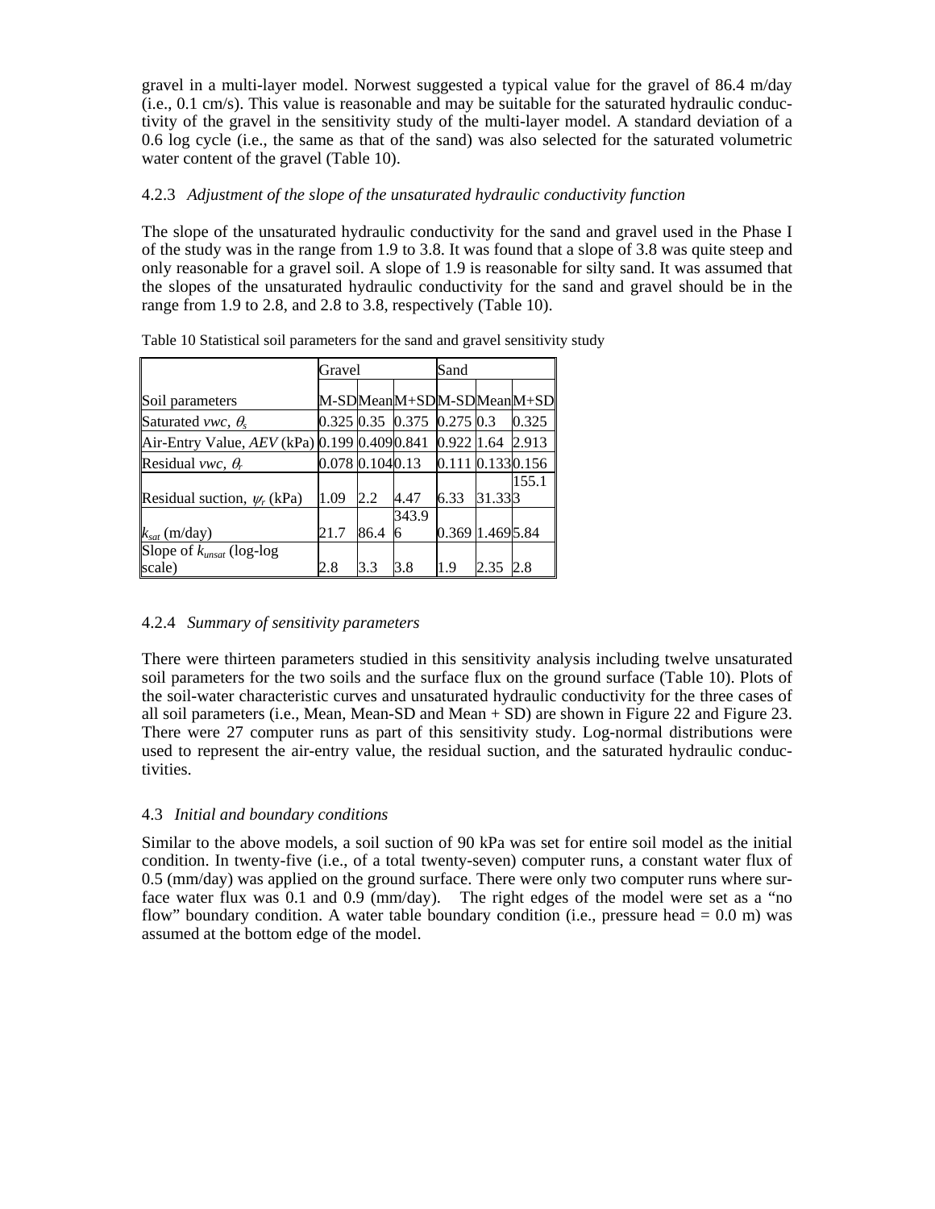gravel in a multi-layer model. Norwest suggested a typical value for the gravel of 86.4 m/day (i.e., 0.1 cm/s). This value is reasonable and may be suitable for the saturated hydraulic conductivity of the gravel in the sensitivity study of the multi-layer model. A standard deviation of a 0.6 log cycle (i.e., the same as that of the sand) was also selected for the saturated volumetric water content of the gravel (Table 10).

### 4.2.3 *Adjustment of the slope of the unsaturated hydraulic conductivity function*

The slope of the unsaturated hydraulic conductivity for the sand and gravel used in the Phase I of the study was in the range from 1.9 to 3.8. It was found that a slope of 3.8 was quite steep and only reasonable for a gravel soil. A slope of 1.9 is reasonable for silty sand. It was assumed that the slopes of the unsaturated hydraulic conductivity for the sand and gravel should be in the range from 1.9 to 2.8, and 2.8 to 3.8, respectively (Table 10).

Table 10 Statistical soil parameters for the sand and gravel sensitivity study

| | Gravel | | | Sand | | |
|---|---|---|---|---|---|---|
| Soil parameters | M-SD | Mean | M+SD | M-SD | Mean | M+SD |
| Saturated *vwc*, $\theta_s$ | 0.325 | 0.35 | 0.375 | 0.275 | 0.3 | 0.325 |
| Air-Entry Value, *AEV* (kPa) | 0.199 | 0.409 | 0.841 | 0.922 | 1.64 | 2.913 |
| Residual *vwc*, $\theta_r$ | 0.078 | 0.104 | 0.13 | 0.111 | 0.133 | 0.156 |
| Residual suction, $\psi_r$ (kPa) | 1.09 | 2.2 | 4.47 | 6.33 | 31.33 | 155.13 |
| $k_{sat}$ (m/day) | 21.7 | 86.4 | 343.96 | 0.369 | 1.469 | 5.84 |
| Slope of $k_{unsat}$ (log-log scale) | 2.8 | 3.3 | 3.8 | 1.9 | 2.35 | 2.8 |

### 4.2.4 *Summary of sensitivity parameters*

There were thirteen parameters studied in this sensitivity analysis including twelve unsaturated soil parameters for the two soils and the surface flux on the ground surface (Table 10). Plots of the soil-water characteristic curves and unsaturated hydraulic conductivity for the three cases of all soil parameters (i.e., Mean, Mean-SD and Mean + SD) are shown in Figure 22 and Figure 23. There were 27 computer runs as part of this sensitivity study. Log-normal distributions were used to represent the air-entry value, the residual suction, and the saturated hydraulic conductivities.

## 4.3 *Initial and boundary conditions*

Similar to the above models, a soil suction of 90 kPa was set for entire soil model as the initial condition. In twenty-five (i.e., of a total twenty-seven) computer runs, a constant water flux of 0.5 (mm/day) was applied on the ground surface. There were only two computer runs where surface water flux was 0.1 and 0.9 (mm/day). The right edges of the model were set as a "no flow" boundary condition. A water table boundary condition (i.e., pressure head = 0.0 m) was assumed at the bottom edge of the model.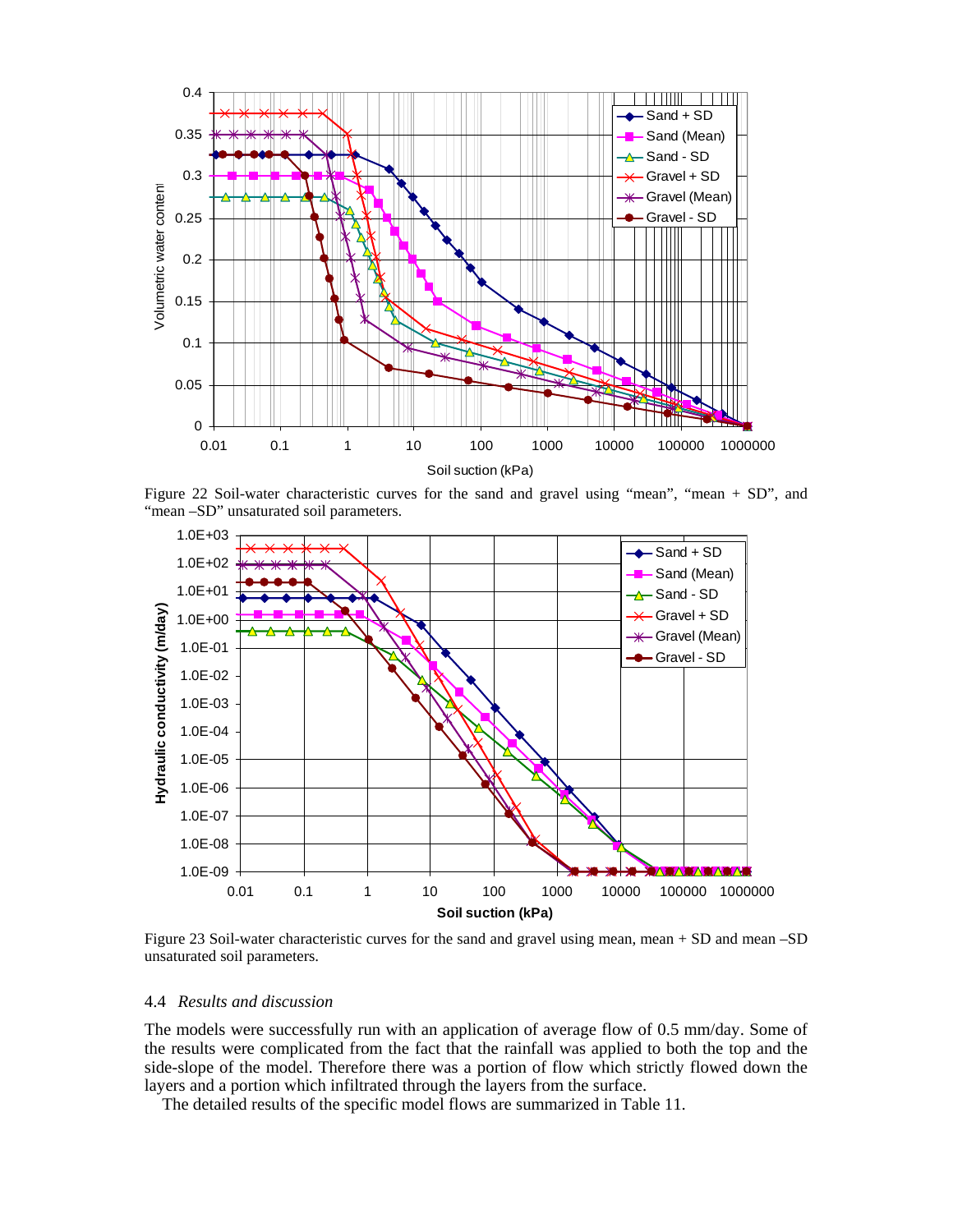Figure 22 Soil-water characteristic curves for the sand and gravel using "mean", "mean + SD", and "mean –SD" unsaturated soil parameters.

Figure 23 Soil-water characteristic curves for the sand and gravel using mean, mean + SD and mean –SD unsaturated soil parameters.

### 4.4 *Results and discussion*

The models were successfully run with an application of average flow of 0.5 mm/day. Some of the results were complicated from the fact that the rainfall was applied to both the top and the side-slope of the model. Therefore there was a portion of flow which strictly flowed down the layers and a portion which infiltrated through the layers from the surface.

The detailed results of the specific model flows are summarized in Table 11.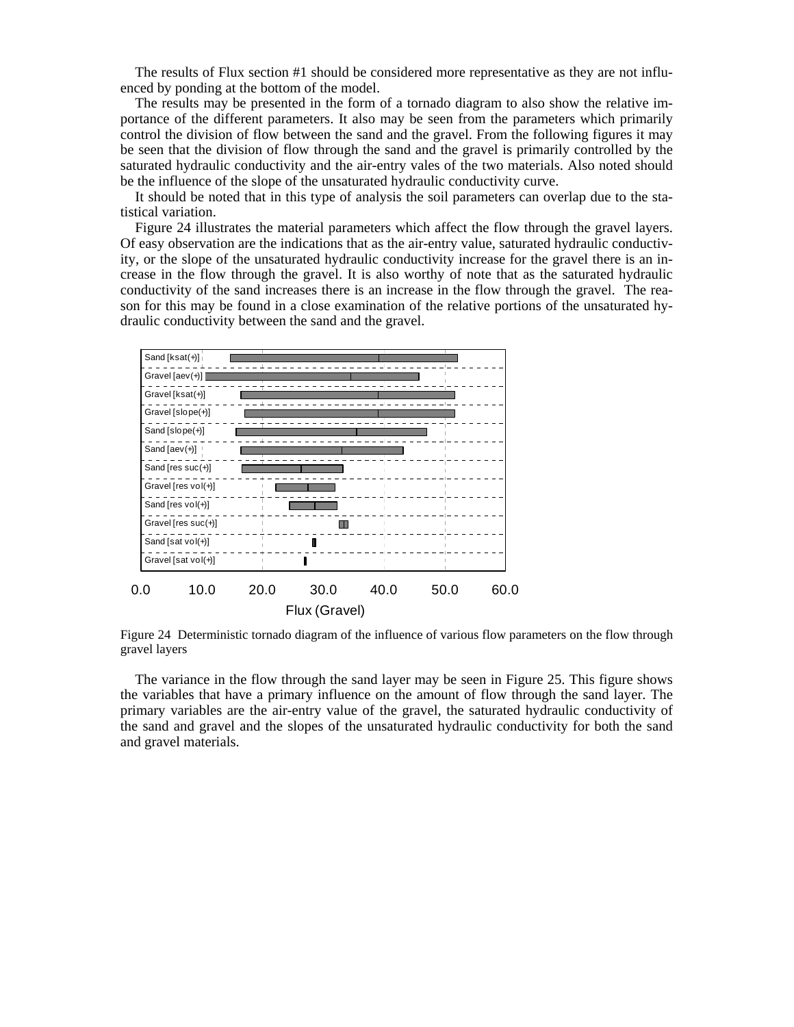The results of Flux section #1 should be considered more representative as they are not influenced by ponding at the bottom of the model.

The results may be presented in the form of a tornado diagram to also show the relative importance of the different parameters. It also may be seen from the parameters which primarily control the division of flow between the sand and the gravel. From the following figures it may be seen that the division of flow through the sand and the gravel is primarily controlled by the saturated hydraulic conductivity and the air-entry vales of the two materials. Also noted should be the influence of the slope of the unsaturated hydraulic conductivity curve.

It should be noted that in this type of analysis the soil parameters can overlap due to the statistical variation.

Figure 24 illustrates the material parameters which affect the flow through the gravel layers. Of easy observation are the indications that as the air-entry value, saturated hydraulic conductivity, or the slope of the unsaturated hydraulic conductivity increase for the gravel there is an increase in the flow through the gravel. It is also worthy of note that as the saturated hydraulic conductivity of the sand increases there is an increase in the flow through the gravel. The reason for this may be found in a close examination of the relative portions of the unsaturated hydraulic conductivity between the sand and the gravel.

Figure 24 Deterministic tornado diagram of the influence of various flow parameters on the flow through gravel layers

The variance in the flow through the sand layer may be seen in Figure 25. This figure shows the variables that have a primary influence on the amount of flow through the sand layer. The primary variables are the air-entry value of the gravel, the saturated hydraulic conductivity of the sand and gravel and the slopes of the unsaturated hydraulic conductivity for both the sand and gravel materials.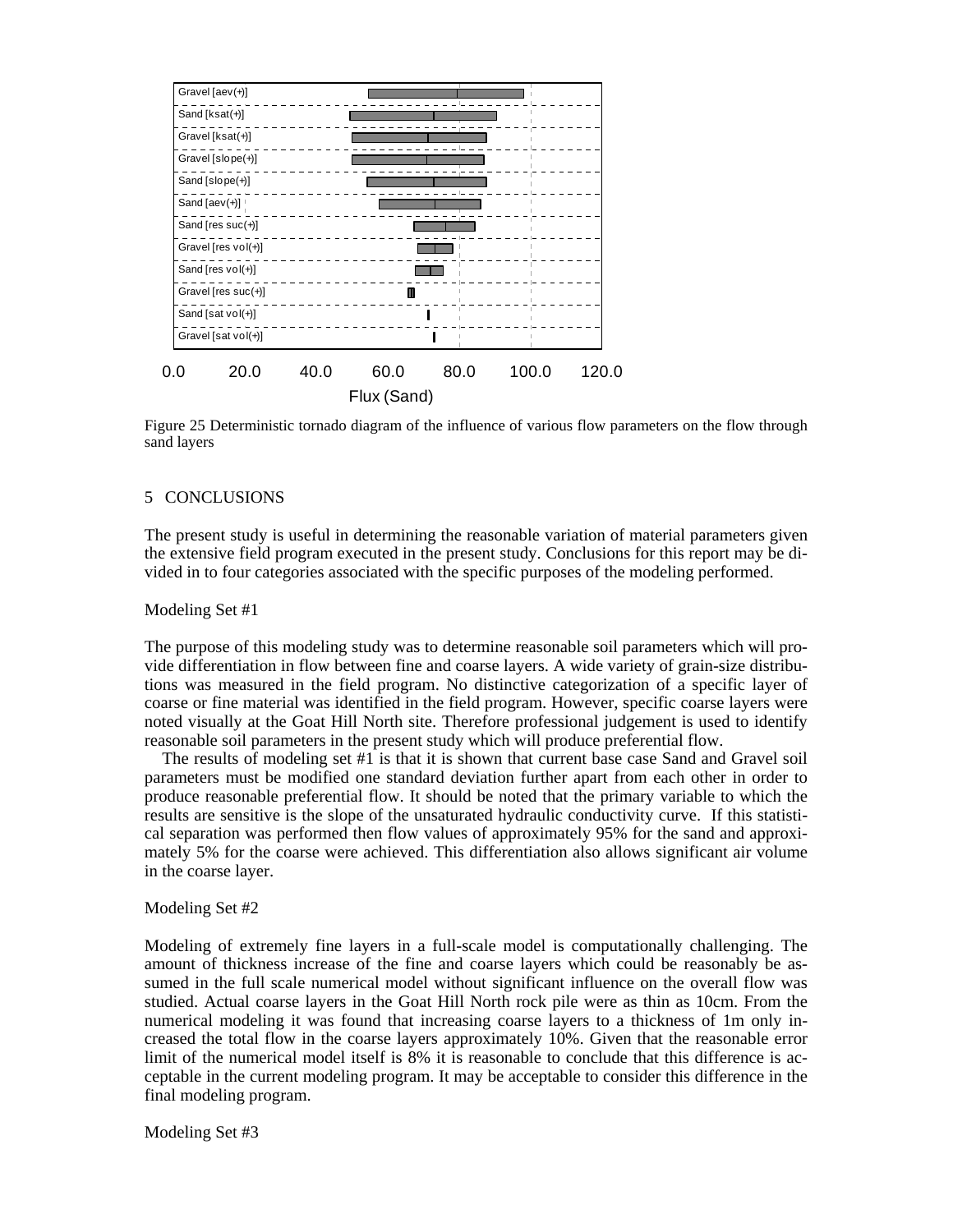Figure 25 Deterministic tornado diagram of the influence of various flow parameters on the flow through sand layers

## 5 CONCLUSIONS

The present study is useful in determining the reasonable variation of material parameters given the extensive field program executed in the present study. Conclusions for this report may be divided in to four categories associated with the specific purposes of the modeling performed.

Modeling Set #1

The purpose of this modeling study was to determine reasonable soil parameters which will provide differentiation in flow between fine and coarse layers. A wide variety of grain-size distributions was measured in the field program. No distinctive categorization of a specific layer of coarse or fine material was identified in the field program. However, specific coarse layers were noted visually at the Goat Hill North site. Therefore professional judgement is used to identify reasonable soil parameters in the present study which will produce preferential flow.

The results of modeling set #1 is that it is shown that current base case Sand and Gravel soil parameters must be modified one standard deviation further apart from each other in order to produce reasonable preferential flow. It should be noted that the primary variable to which the results are sensitive is the slope of the unsaturated hydraulic conductivity curve. If this statistical separation was performed then flow values of approximately 95% for the sand and approximately 5% for the coarse were achieved. This differentiation also allows significant air volume in the coarse layer.

Modeling Set #2

Modeling of extremely fine layers in a full-scale model is computationally challenging. The amount of thickness increase of the fine and coarse layers which could be reasonably be assumed in the full scale numerical model without significant influence on the overall flow was studied. Actual coarse layers in the Goat Hill North rock pile were as thin as 10cm. From the numerical modeling it was found that increasing coarse layers to a thickness of 1m only increased the total flow in the coarse layers approximately 10%. Given that the reasonable error limit of the numerical model itself is 8% it is reasonable to conclude that this difference is acceptable in the current modeling program. It may be acceptable to consider this difference in the final modeling program.

Modeling Set #3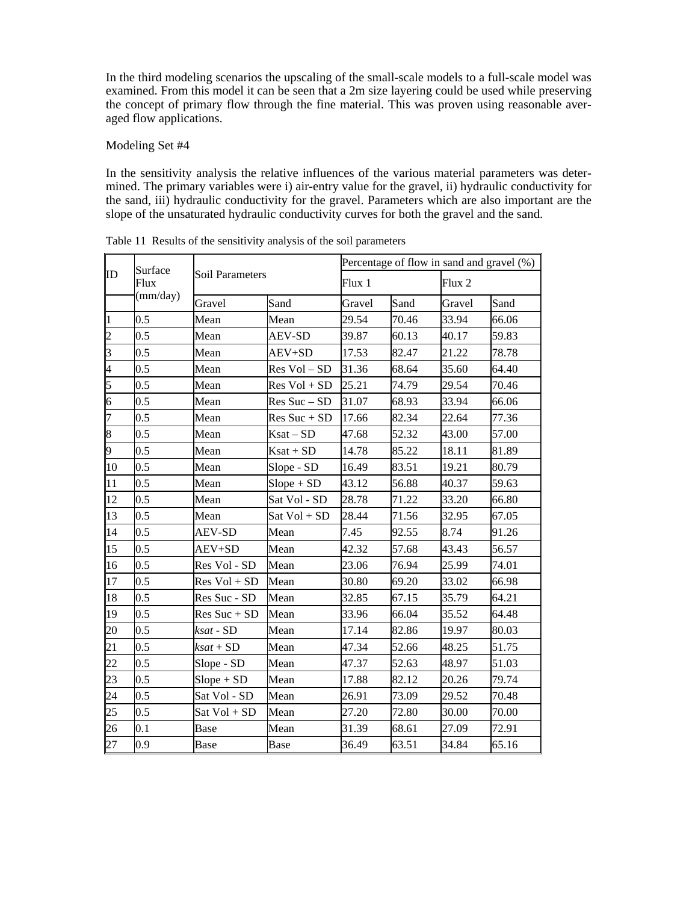In the third modeling scenarios the upscaling of the small-scale models to a full-scale model was examined. From this model it can be seen that a 2m size layering could be used while preserving the concept of primary flow through the fine material. This was proven using reasonable averaged flow applications.

Modeling Set #4

In the sensitivity analysis the relative influences of the various material parameters was determined. The primary variables were i) air-entry value for the gravel, ii) hydraulic conductivity for the sand, iii) hydraulic conductivity for the gravel. Parameters which are also important are the slope of the unsaturated hydraulic conductivity curves for both the gravel and the sand.

Table 11 Results of the sensitivity analysis of the soil parameters

| ID | Surface Flux (mm/day) | Soil Parameters | | Percentage of flow in sand and gravel (%) | | | |
|---|---|---|---|---|---|---|---|
| | | | | Flux 1 | | Flux 2 | |
| | | Gravel | Sand | Gravel | Sand | Gravel | Sand |
| 1 | 0.5 | Mean | Mean | 29.54 | 70.46 | 33.94 | 66.06 |
| 2 | 0.5 | Mean | AEV-SD | 39.87 | 60.13 | 40.17 | 59.83 |
| 3 | 0.5 | Mean | AEV+SD | 17.53 | 82.47 | 21.22 | 78.78 |
| 4 | 0.5 | Mean | Res Vol – SD | 31.36 | 68.64 | 35.60 | 64.40 |
| 5 | 0.5 | Mean | Res Vol + SD | 25.21 | 74.79 | 29.54 | 70.46 |
| 6 | 0.5 | Mean | Res Suc – SD | 31.07 | 68.93 | 33.94 | 66.06 |
| 7 | 0.5 | Mean | Res Suc + SD | 17.66 | 82.34 | 22.64 | 77.36 |
| 8 | 0.5 | Mean | Ksat – SD | 47.68 | 52.32 | 43.00 | 57.00 |
| 9 | 0.5 | Mean | Ksat + SD | 14.78 | 85.22 | 18.11 | 81.89 |
| 10 | 0.5 | Mean | Slope - SD | 16.49 | 83.51 | 19.21 | 80.79 |
| 11 | 0.5 | Mean | Slope + SD | 43.12 | 56.88 | 40.37 | 59.63 |
| 12 | 0.5 | Mean | Sat Vol - SD | 28.78 | 71.22 | 33.20 | 66.80 |
| 13 | 0.5 | Mean | Sat Vol + SD | 28.44 | 71.56 | 32.95 | 67.05 |
| 14 | 0.5 | AEV-SD | Mean | 7.45 | 92.55 | 8.74 | 91.26 |
| 15 | 0.5 | AEV+SD | Mean | 42.32 | 57.68 | 43.43 | 56.57 |
| 16 | 0.5 | Res Vol - SD | Mean | 23.06 | 76.94 | 25.99 | 74.01 |
| 17 | 0.5 | Res Vol + SD | Mean | 30.80 | 69.20 | 33.02 | 66.98 |
| 18 | 0.5 | Res Suc - SD | Mean | 32.85 | 67.15 | 35.79 | 64.21 |
| 19 | 0.5 | Res Suc + SD | Mean | 33.96 | 66.04 | 35.52 | 64.48 |
| 20 | 0.5 | *ksat* - SD | Mean | 17.14 | 82.86 | 19.97 | 80.03 |
| 21 | 0.5 | *ksat* + SD | Mean | 47.34 | 52.66 | 48.25 | 51.75 |
| 22 | 0.5 | Slope - SD | Mean | 47.37 | 52.63 | 48.97 | 51.03 |
| 23 | 0.5 | Slope + SD | Mean | 17.88 | 82.12 | 20.26 | 79.74 |
| 24 | 0.5 | Sat Vol - SD | Mean | 26.91 | 73.09 | 29.52 | 70.48 |
| 25 | 0.5 | Sat Vol + SD | Mean | 27.20 | 72.80 | 30.00 | 70.00 |
| 26 | 0.1 | Base | Mean | 31.39 | 68.61 | 27.09 | 72.91 |
| 27 | 0.9 | Base | Base | 36.49 | 63.51 | 34.84 | 65.16 |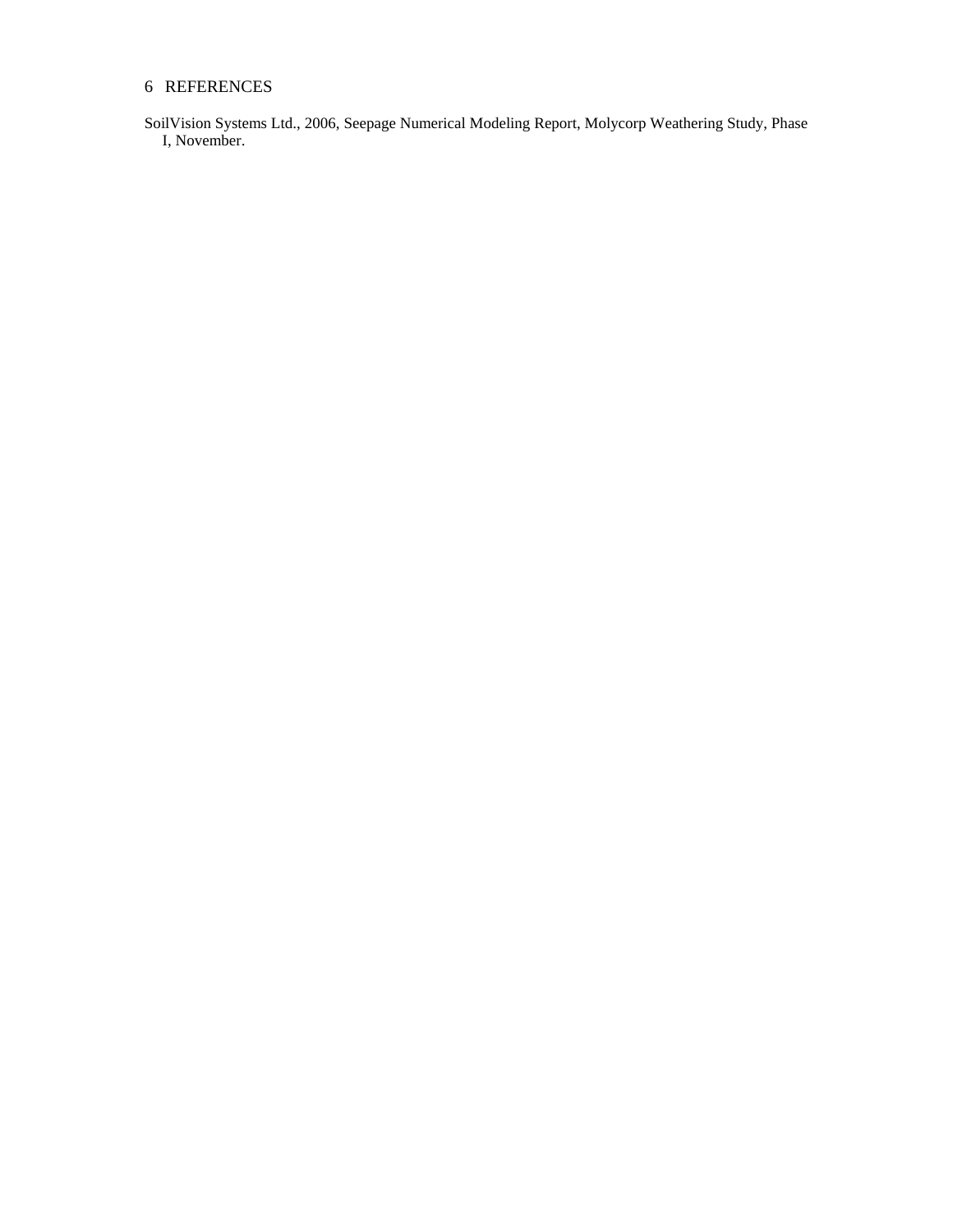# 6 REFERENCES

SoilVision Systems Ltd., 2006, Seepage Numerical Modeling Report, Molycorp Weathering Study, Phase I, November.